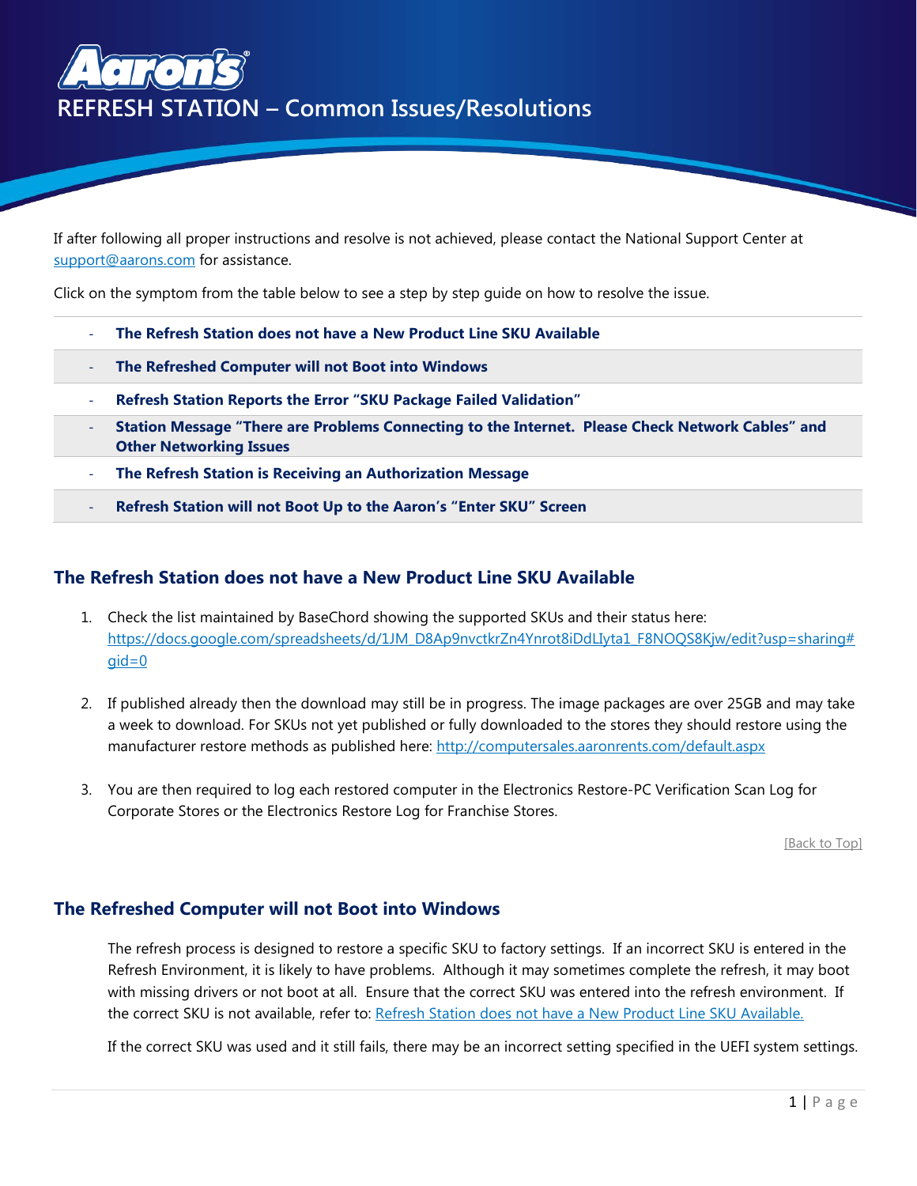# REFRESH STATION – Common Issues/Resolutions

If after following all proper instructions and resolve is not achieved, please contact the National Support Center at [support@aarons.com](mailto:support@aarons.com) for assistance.

Click on the symptom from the table below to see a step by step guide on how to resolve the issue.

- **The Refresh Station does not have a New Product Line SKU Available**
- **The Refreshed Computer will not Boot into Windows**
- **Refresh Station Reports the Error "SKU Package Failed Validation"**
- **Station Message "There are Problems Connecting to the Internet. Please Check Network Cables" and Other Networking Issues**
- **The Refresh Station is Receiving an Authorization Message**
- **Refresh Station will not Boot Up to the Aaron's "Enter SKU" Screen**

## The Refresh Station does not have a New Product Line SKU Available

1. Check the list maintained by BaseChord showing the supported SKUs and their status here: https://docs.google.com/spreadsheets/d/1JM_D8Ap9nvctkrZn4Ynrot8iDdLIyta1_F8NOQS8Kjw/edit?usp=sharing#gid=0

2. If published already then the download may still be in progress. The image packages are over 25GB and may take a week to download. For SKUs not yet published or fully downloaded to the stores they should restore using the manufacturer restore methods as published here: http://computersales.aaronrents.com/default.aspx

3. You are then required to log each restored computer in the Electronics Restore-PC Verification Scan Log for Corporate Stores or the Electronics Restore Log for Franchise Stores.

[Back to Top]

## The Refreshed Computer will not Boot into Windows

The refresh process is designed to restore a specific SKU to factory settings. If an incorrect SKU is entered in the Refresh Environment, it is likely to have problems. Although it may sometimes complete the refresh, it may boot with missing drivers or not boot at all. Ensure that the correct SKU was entered into the refresh environment. If the correct SKU is not available, refer to: Refresh Station does not have a New Product Line SKU Available.

If the correct SKU was used and it still fails, there may be an incorrect setting specified in the UEFI system settings.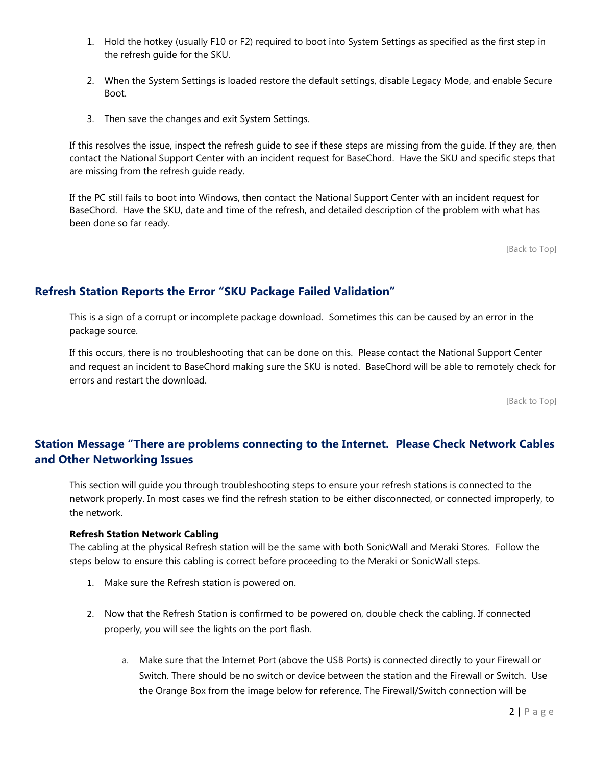1. Hold the hotkey (usually F10 or F2) required to boot into System Settings as specified as the first step in the refresh guide for the SKU.

2. When the System Settings is loaded restore the default settings, disable Legacy Mode, and enable Secure Boot.

3. Then save the changes and exit System Settings.

If this resolves the issue, inspect the refresh guide to see if these steps are missing from the guide. If they are, then contact the National Support Center with an incident request for BaseChord. Have the SKU and specific steps that are missing from the refresh guide ready.

If the PC still fails to boot into Windows, then contact the National Support Center with an incident request for BaseChord. Have the SKU, date and time of the refresh, and detailed description of the problem with what has been done so far ready.

[Back to Top]

## Refresh Station Reports the Error "SKU Package Failed Validation"

This is a sign of a corrupt or incomplete package download. Sometimes this can be caused by an error in the package source.

If this occurs, there is no troubleshooting that can be done on this. Please contact the National Support Center and request an incident to BaseChord making sure the SKU is noted. BaseChord will be able to remotely check for errors and restart the download.

[Back to Top]

## Station Message "There are problems connecting to the Internet. Please Check Network Cables and Other Networking Issues

This section will guide you through troubleshooting steps to ensure your refresh stations is connected to the network properly. In most cases we find the refresh station to be either disconnected, or connected improperly, to the network.

**Refresh Station Network Cabling**
The cabling at the physical Refresh station will be the same with both SonicWall and Meraki Stores. Follow the steps below to ensure this cabling is correct before proceeding to the Meraki or SonicWall steps.

1. Make sure the Refresh station is powered on.

2. Now that the Refresh Station is confirmed to be powered on, double check the cabling. If connected properly, you will see the lights on the port flash.

   a. Make sure that the Internet Port (above the USB Ports) is connected directly to your Firewall or Switch. There should be no switch or device between the station and the Firewall or Switch. Use the Orange Box from the image below for reference. The Firewall/Switch connection will be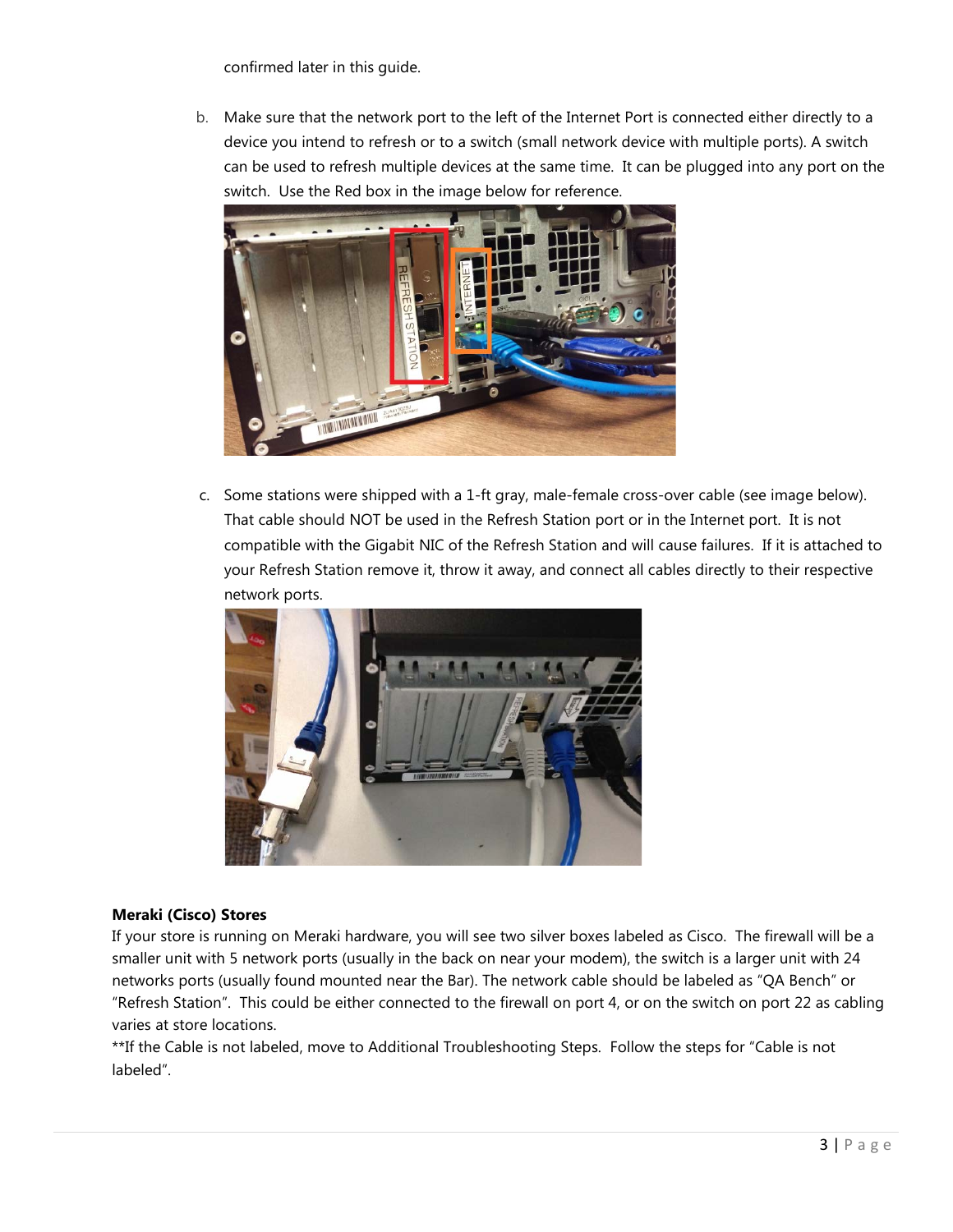confirmed later in this guide.

b. Make sure that the network port to the left of the Internet Port is connected either directly to a device you intend to refresh or to a switch (small network device with multiple ports). A switch can be used to refresh multiple devices at the same time. It can be plugged into any port on the switch. Use the Red box in the image below for reference.

c. Some stations were shipped with a 1-ft gray, male-female cross-over cable (see image below). That cable should NOT be used in the Refresh Station port or in the Internet port. It is not compatible with the Gigabit NIC of the Refresh Station and will cause failures. If it is attached to your Refresh Station remove it, throw it away, and connect all cables directly to their respective network ports.

**Meraki (Cisco) Stores**

If your store is running on Meraki hardware, you will see two silver boxes labeled as Cisco. The firewall will be a smaller unit with 5 network ports (usually in the back on near your modem), the switch is a larger unit with 24 networks ports (usually found mounted near the Bar). The network cable should be labeled as “QA Bench” or “Refresh Station”. This could be either connected to the firewall on port 4, or on the switch on port 22 as cabling varies at store locations.

**If the Cable is not labeled, move to Additional Troubleshooting Steps. Follow the steps for “Cable is not labeled”.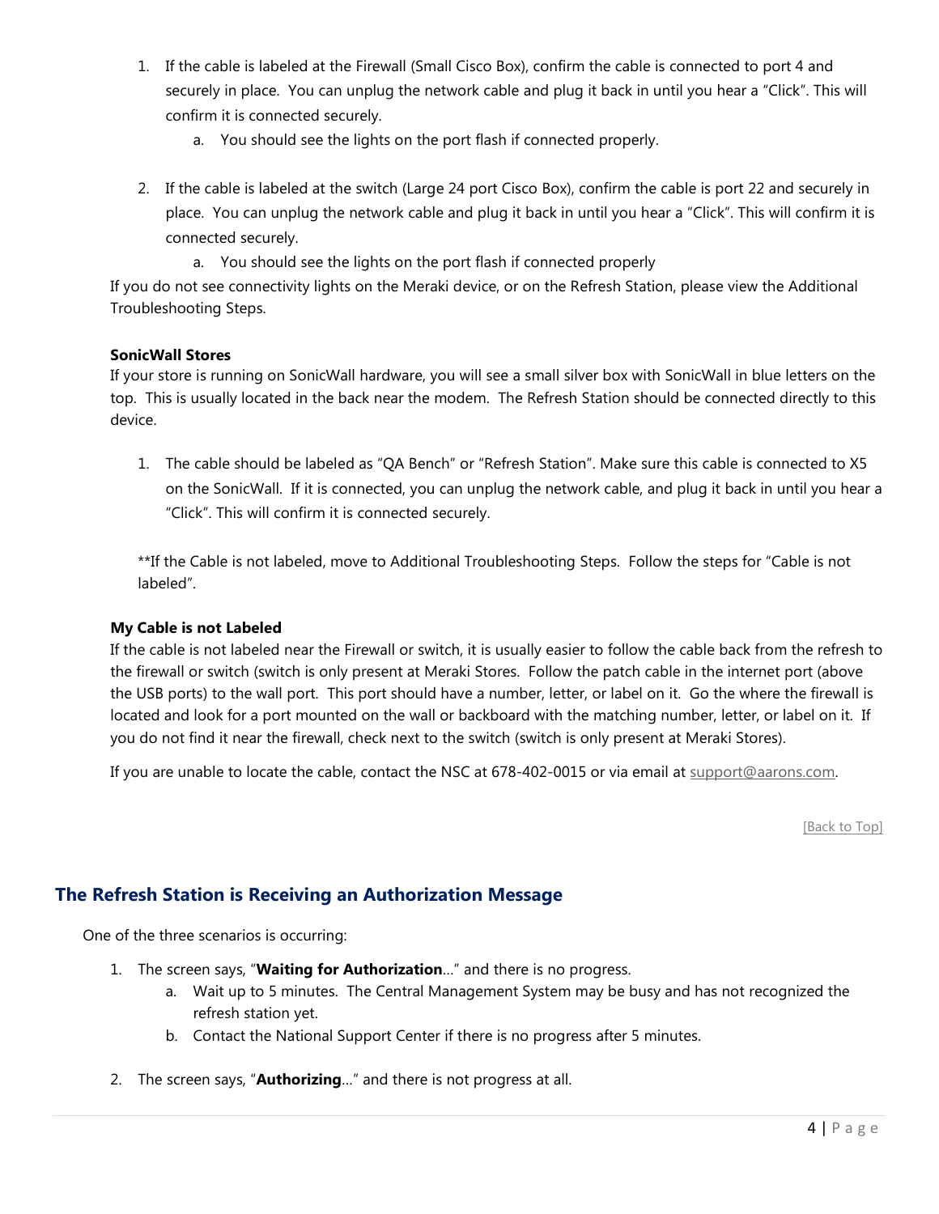1. If the cable is labeled at the Firewall (Small Cisco Box), confirm the cable is connected to port 4 and securely in place. You can unplug the network cable and plug it back in until you hear a "Click". This will confirm it is connected securely.
    a. You should see the lights on the port flash if connected properly.

2. If the cable is labeled at the switch (Large 24 port Cisco Box), confirm the cable is port 22 and securely in place. You can unplug the network cable and plug it back in until you hear a "Click". This will confirm it is connected securely.
    a. You should see the lights on the port flash if connected properly

If you do not see connectivity lights on the Meraki device, or on the Refresh Station, please view the Additional Troubleshooting Steps.

**SonicWall Stores**

If your store is running on SonicWall hardware, you will see a small silver box with SonicWall in blue letters on the top. This is usually located in the back near the modem. The Refresh Station should be connected directly to this device.

1. The cable should be labeled as "QA Bench" or "Refresh Station". Make sure this cable is connected to X5 on the SonicWall. If it is connected, you can unplug the network cable, and plug it back in until you hear a "Click". This will confirm it is connected securely.

**If the Cable is not labeled, move to Additional Troubleshooting Steps. Follow the steps for "Cable is not labeled".

**My Cable is not Labeled**

If the cable is not labeled near the Firewall or switch, it is usually easier to follow the cable back from the refresh to the firewall or switch (switch is only present at Meraki Stores. Follow the patch cable in the internet port (above the USB ports) to the wall port. This port should have a number, letter, or label on it. Go the where the firewall is located and look for a port mounted on the wall or backboard with the matching number, letter, or label on it. If you do not find it near the firewall, check next to the switch (switch is only present at Meraki Stores).

If you are unable to locate the cable, contact the NSC at 678-402-0015 or via email at support@aarons.com.

[Back to Top]

## The Refresh Station is Receiving an Authorization Message

One of the three scenarios is occurring:

1. The screen says, "**Waiting for Authorization**…" and there is no progress.
    a. Wait up to 5 minutes. The Central Management System may be busy and has not recognized the refresh station yet.
    b. Contact the National Support Center if there is no progress after 5 minutes.

2. The screen says, "**Authorizing**…" and there is not progress at all.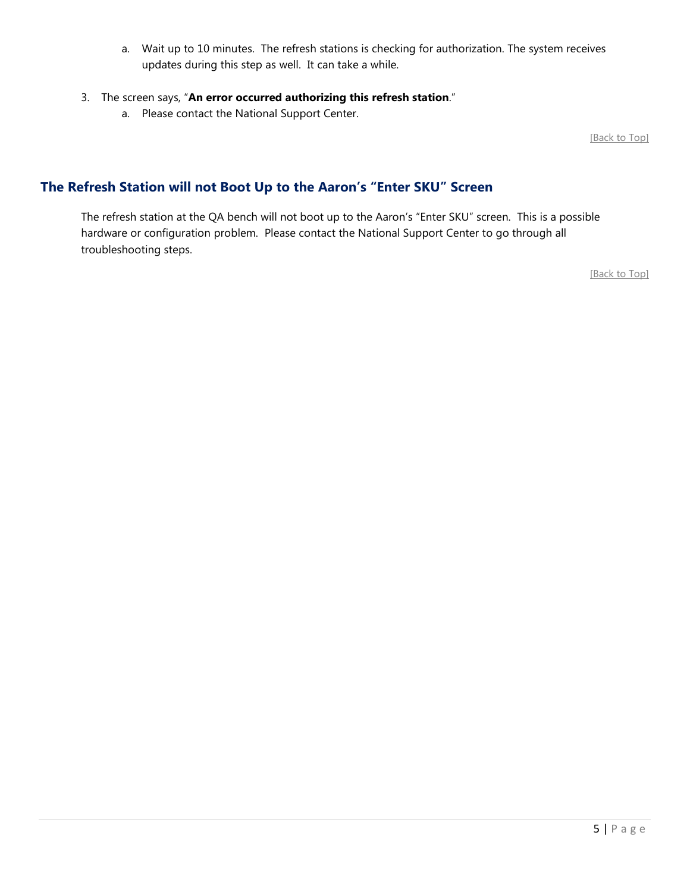a. Wait up to 10 minutes. The refresh stations is checking for authorization. The system receives updates during this step as well. It can take a while.

3. The screen says, "**An error occurred authorizing this refresh station**."
   a. Please contact the National Support Center.

[Back to Top]

## The Refresh Station will not Boot Up to the Aaron's "Enter SKU" Screen

The refresh station at the QA bench will not boot up to the Aaron's "Enter SKU" screen. This is a possible hardware or configuration problem. Please contact the National Support Center to go through all troubleshooting steps.

[Back to Top]